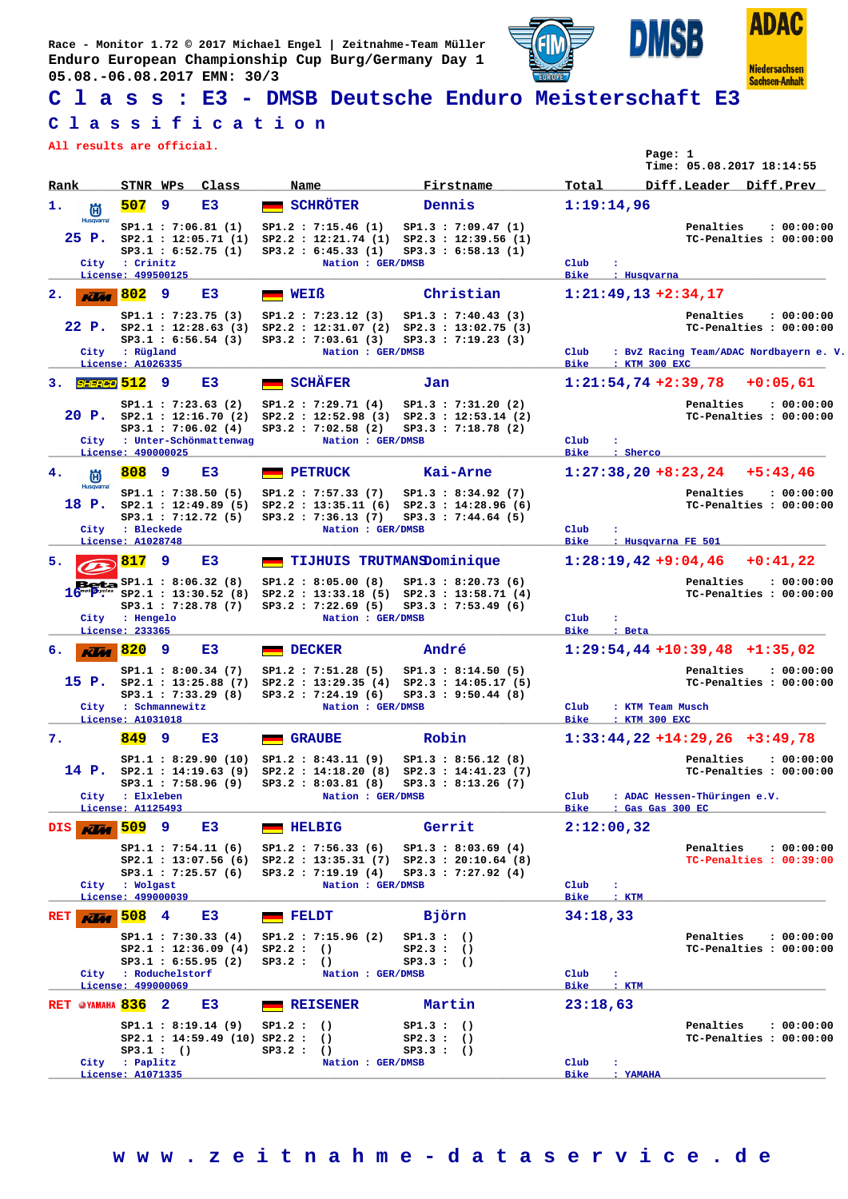Race - Monitor 1.72 © 2017 Michael Engel | Zeitnahme-Team Müller
Enduro European Championship Cup Burg/Germany Day 1
05.08.-06.08.2017 EMN: 30/3

# Class : E3 - DMSB Deutsche Enduro Meisterschaft E3

## Classification

All results are official.

Page: 1
Time: 05.08.2017 18:14:55

| Rank | STNR | WPs | Class | Name | Firstname | Total | Diff.Leader | Diff.Prev |
|---|---|---|---|---|---|---|---|---|
| 1. | 507 | 9 | E3 | SCHRÖTER | Dennis | 1:19:14,96 | | |
| 2. | 802 | 9 | E3 | WEIß | Christian | 1:21:49,13 | +2:34,17 | |
| 3. | 512 | 9 | E3 | SCHÄFER | Jan | 1:21:54,74 | +2:39,78 | +0:05,61 |
| 4. | 808 | 9 | E3 | PETRUCK | Kai-Arne | 1:27:38,20 | +8:23,24 | +5:43,46 |
| 5. | 817 | 9 | E3 | TIJHUIS TRUTMANS | Dominique | 1:28:19,42 | +9:04,46 | +0:41,22 |
| 6. | 820 | 9 | E3 | DECKER | André | 1:29:54,44 | +10:39,48 | +1:35,02 |
| 7. | 849 | 9 | E3 | GRAUBE | Robin | 1:33:44,22 | +14:29,26 | +3:49,78 |
| DIS | 509 | 9 | E3 | HELBIG | Gerrit | 2:12:00,32 | | |
| RET | 508 | 4 | E3 | FELDT | Björn | 34:18,33 | | |
| RET | 836 | 2 | E3 | REISENER | Martin | 23:18,63 | | |

**1. 507 SCHRÖTER Dennis** – 25 P.
SP1.1 : 7:06.81 (1) | SP1.2 : 7:15.46 (1) | SP1.3 : 7:09.47 (1)
SP2.1 : 12:05.71 (1) | SP2.2 : 12:21.74 (1) | SP2.3 : 12:39.56 (1)
SP3.1 : 6:52.75 (1) | SP3.2 : 6:45.33 (1) | SP3.3 : 6:58.13 (1)
Penalties : 00:00:00 | TC-Penalties : 00:00:00
City : Crinitz | Nation : GER/DMSB | Club : | License: 499500125 | Bike : Husqvarna

**2. 802 WEIß Christian** – 22 P.
SP1.1 : 7:23.75 (3) | SP1.2 : 7:23.12 (3) | SP1.3 : 7:40.43 (3)
SP2.1 : 12:28.63 (3) | SP2.2 : 12:31.07 (2) | SP2.3 : 13:02.75 (3)
SP3.1 : 6:56.54 (3) | SP3.2 : 7:03.61 (3) | SP3.3 : 7:19.23 (3)
Penalties : 00:00:00 | TC-Penalties : 00:00:00
City : Rügland | Nation : GER/DMSB | Club : BvZ Racing Team/ADAC Nordbayern e. V. | License: A1026335 | Bike : KTM 300 EXC

**3. 512 SCHÄFER Jan** – 20 P.
SP1.1 : 7:23.63 (2) | SP1.2 : 7:29.71 (4) | SP1.3 : 7:31.20 (2)
SP2.1 : 12:16.70 (2) | SP2.2 : 12:52.98 (3) | SP2.3 : 12:53.14 (2)
SP3.1 : 7:06.02 (4) | SP3.2 : 7:02.58 (2) | SP3.3 : 7:18.78 (2)
Penalties : 00:00:00 | TC-Penalties : 00:00:00
City : Unter-Schönmattenwag | Nation : GER/DMSB | Club : | License: 490000025 | Bike : Sherco

**4. 808 PETRUCK Kai-Arne** – 18 P.
SP1.1 : 7:38.50 (5) | SP1.2 : 7:57.33 (7) | SP1.3 : 8:34.92 (7)
SP2.1 : 12:49.89 (5) | SP2.2 : 13:35.11 (6) | SP2.3 : 14:28.96 (6)
SP3.1 : 7:12.72 (5) | SP3.2 : 7:36.13 (7) | SP3.3 : 7:44.64 (5)
Penalties : 00:00:00 | TC-Penalties : 00:00:00
City : Bleckede | Nation : GER/DMSB | Club : | License: A1028748 | Bike : Husqvarna FE 501

**5. 817 TIJHUIS TRUTMANS Dominique** – 16 P.
SP1.1 : 8:06.32 (8) | SP1.2 : 8:05.00 (8) | SP1.3 : 8:20.73 (6)
SP2.1 : 13:30.52 (8) | SP2.2 : 13:33.18 (5) | SP2.3 : 13:58.71 (4)
SP3.1 : 7:28.78 (7) | SP3.2 : 7:22.69 (5) | SP3.3 : 7:53.49 (6)
Penalties : 00:00:00 | TC-Penalties : 00:00:00
City : Hengelo | Nation : GER/DMSB | Club : | License: 233365 | Bike : Beta

**6. 820 DECKER André** – 15 P.
SP1.1 : 8:00.34 (7) | SP1.2 : 7:51.28 (5) | SP1.3 : 8:14.50 (5)
SP2.1 : 13:25.88 (7) | SP2.2 : 13:29.35 (4) | SP2.3 : 14:05.17 (5)
SP3.1 : 7:33.29 (8) | SP3.2 : 7:24.19 (6) | SP3.3 : 9:50.44 (8)
Penalties : 00:00:00 | TC-Penalties : 00:00:00
City : Schmannewitz | Nation : GER/DMSB | Club : KTM Team Musch | License: A1031018 | Bike : KTM 300 EXC

**7. 849 GRAUBE Robin** – 14 P.
SP1.1 : 8:29.90 (10) | SP1.2 : 8:43.11 (9) | SP1.3 : 8:56.12 (8)
SP2.1 : 14:19.63 (9) | SP2.2 : 14:18.20 (8) | SP2.3 : 14:41.23 (7)
SP3.1 : 7:58.96 (9) | SP3.2 : 8:03.81 (8) | SP3.3 : 8:13.26 (7)
Penalties : 00:00:00 | TC-Penalties : 00:00:00
City : Elxleben | Nation : GER/DMSB | Club : ADAC Hessen-Thüringen e.V. | License: A1125493 | Bike : Gas Gas 300 EC

**DIS 509 HELBIG Gerrit**
SP1.1 : 7:54.11 (6) | SP1.2 : 7:56.33 (6) | SP1.3 : 8:03.69 (4)
SP2.1 : 13:07.56 (6) | SP2.2 : 13:35.31 (7) | SP2.3 : 20:10.64 (8)
SP3.1 : 7:25.57 (6) | SP3.2 : 7:19.19 (4) | SP3.3 : 7:27.92 (4)
Penalties : 00:00:00 | TC-Penalties : 00:39:00
City : Wolgast | Nation : GER/DMSB | Club : | License: 499000039 | Bike : KTM

**RET 508 FELDT Björn**
SP1.1 : 7:30.33 (4) | SP1.2 : 7:15.96 (2) | SP1.3 : ()
SP2.1 : 12:36.09 (4) | SP2.2 : () | SP2.3 : ()
SP3.1 : 6:55.95 (2) | SP3.2 : () | SP3.3 : ()
Penalties : 00:00:00 | TC-Penalties : 00:00:00
City : Roduchelstorf | Nation : GER/DMSB | Club : | License: 499000069 | Bike : KTM

**RET 836 REISENER Martin**
SP1.1 : 8:19.14 (9) | SP1.2 : () | SP1.3 : ()
SP2.1 : 14:59.49 (10) | SP2.2 : () | SP2.3 : ()
SP3.1 : () | SP3.2 : () | SP3.3 : ()
Penalties : 00:00:00 | TC-Penalties : 00:00:00
City : Paplitz | Nation : GER/DMSB | Club : | License: A1071335 | Bike : YAMAHA

www.zeitnahme-dataservice.de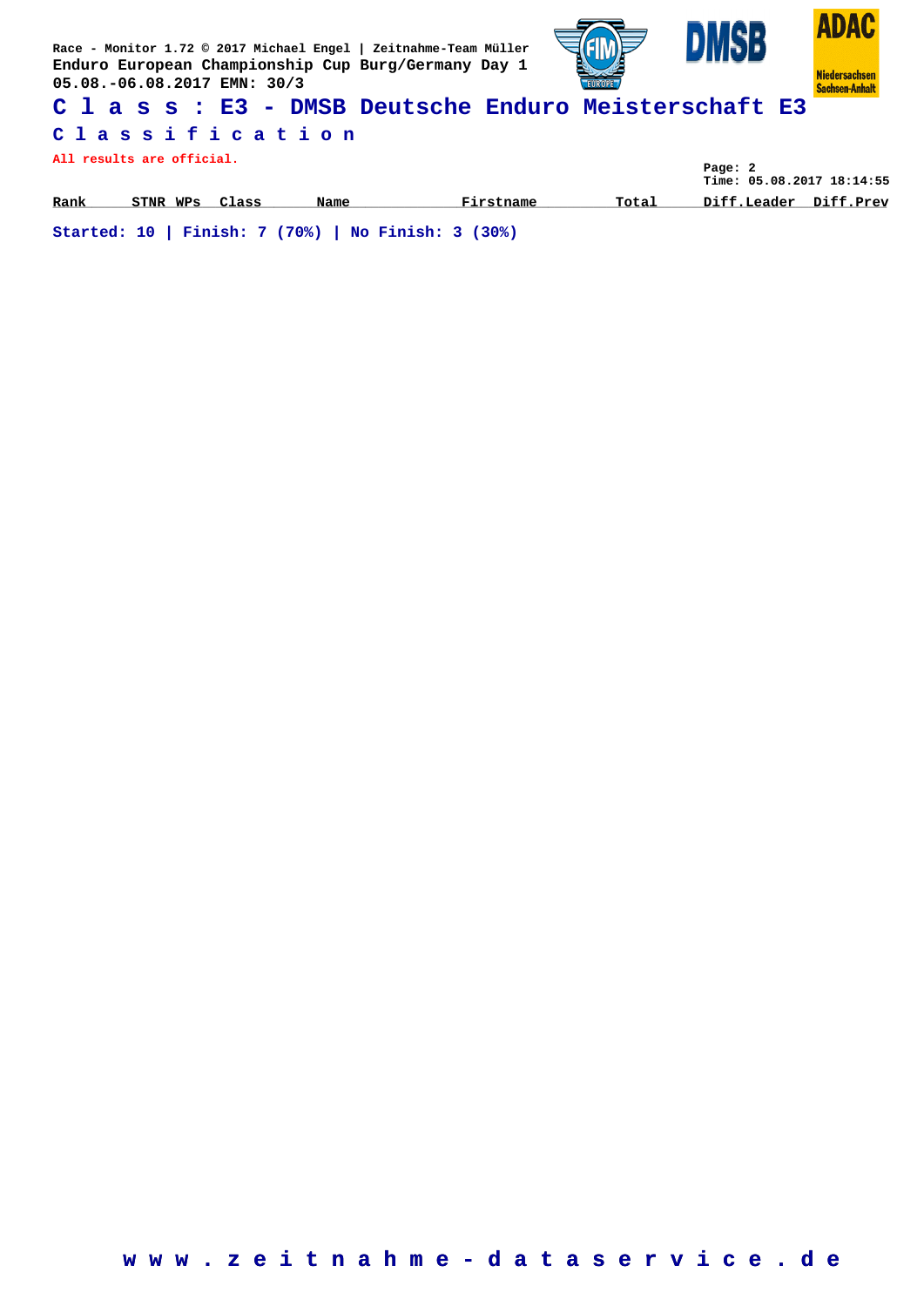# Class : E3 - DMSB Deutsche Enduro Meisterschaft E3

## Classification

All results are official.

| Rank | STNR | WPs | Class | Name | Firstname | Total | Diff.Leader | Diff.Prev |
|---|---|---|---|---|---|---|---|---|

Started: 10 | Finish: 7 (70%) | No Finish: 3 (30%)